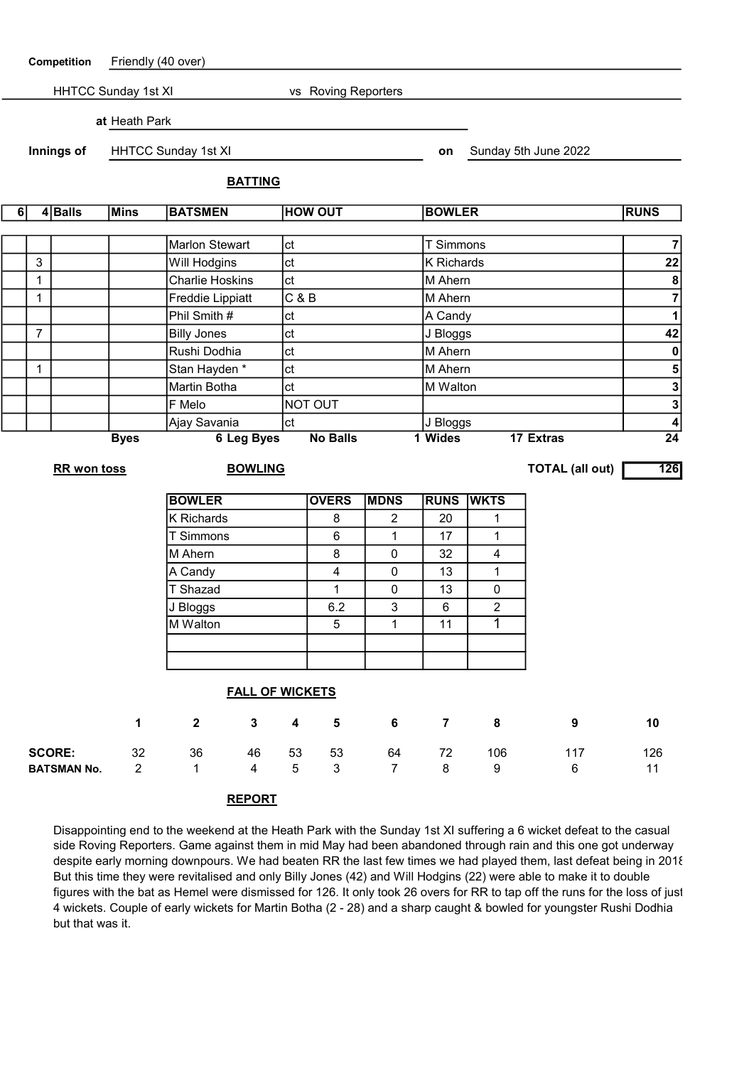**Competition** Friendly (40 over)

HHTCC Sunday 1st XI vs Roving Reporters

**at** Heath Park

**Innings of** HHTCC Sunday 1st XI **on** Sunday 5th June 2022

## BATTING

| 6 | 4 | Balls | Mins | BATSMEN | HOW OUT | BOWLER | RUNS |
|---|---|---|---|---|---|---|---|
| | | | | Marlon Stewart | ct | T Simmons | 7 |
| | 3 | | | Will Hodgins | ct | K Richards | 22 |
| | 1 | | | Charlie Hoskins | ct | M Ahern | 8 |
| | 1 | | | Freddie Lippiatt | C & B | M Ahern | 7 |
| | | | | Phil Smith # | ct | A Candy | 1 |
| | 7 | | | Billy Jones | ct | J Bloggs | 42 |
| | | | | Rushi Dodhia | ct | M Ahern | 0 |
| | 1 | | | Stan Hayden * | ct | M Ahern | 5 |
| | | | | Martin Botha | ct | M Walton | 3 |
| | | | | F Melo | NOT OUT | | 3 |
| | | | | Ajay Savania | ct | J Bloggs | 4 |

**Byes** 6 **Leg Byes** **No Balls** 1 **Wides** 17 **Extras** 24

**RR won toss**

**TOTAL (all out)** 126

## BOWLING

| BOWLER | OVERS | MDNS | RUNS | WKTS |
|---|---|---|---|---|
| K Richards | 8 | 2 | 20 | 1 |
| T Simmons | 6 | 1 | 17 | 1 |
| M Ahern | 8 | 0 | 32 | 4 |
| A Candy | 4 | 0 | 13 | 1 |
| T Shazad | 1 | 0 | 13 | 0 |
| J Bloggs | 6.2 | 3 | 6 | 2 |
| M Walton | 5 | 1 | 11 | 1 |

## FALL OF WICKETS

| | 1 | 2 | 3 | 4 | 5 | 6 | 7 | 8 | 9 | 10 |
|---|---|---|---|---|---|---|---|---|---|---|
| **SCORE:** | 32 | 36 | 46 | 53 | 53 | 64 | 72 | 106 | 117 | 126 |
| **BATSMAN No.** | 2 | 1 | 4 | 5 | 3 | 7 | 8 | 9 | 6 | 11 |

## REPORT

Disappointing end to the weekend at the Heath Park with the Sunday 1st XI suffering a 6 wicket defeat to the casual side Roving Reporters. Game against them in mid May had been abandoned through rain and this one got underway despite early morning downpours. We had beaten RR the last few times we had played them, last defeat being in 2018. But this time they were revitalised and only Billy Jones (42) and Will Hodgins (22) were able to make it to double figures with the bat as Hemel were dismissed for 126. It only took 26 overs for RR to tap off the runs for the loss of just 4 wickets. Couple of early wickets for Martin Botha (2 - 28) and a sharp caught & bowled for youngster Rushi Dodhia but that was it.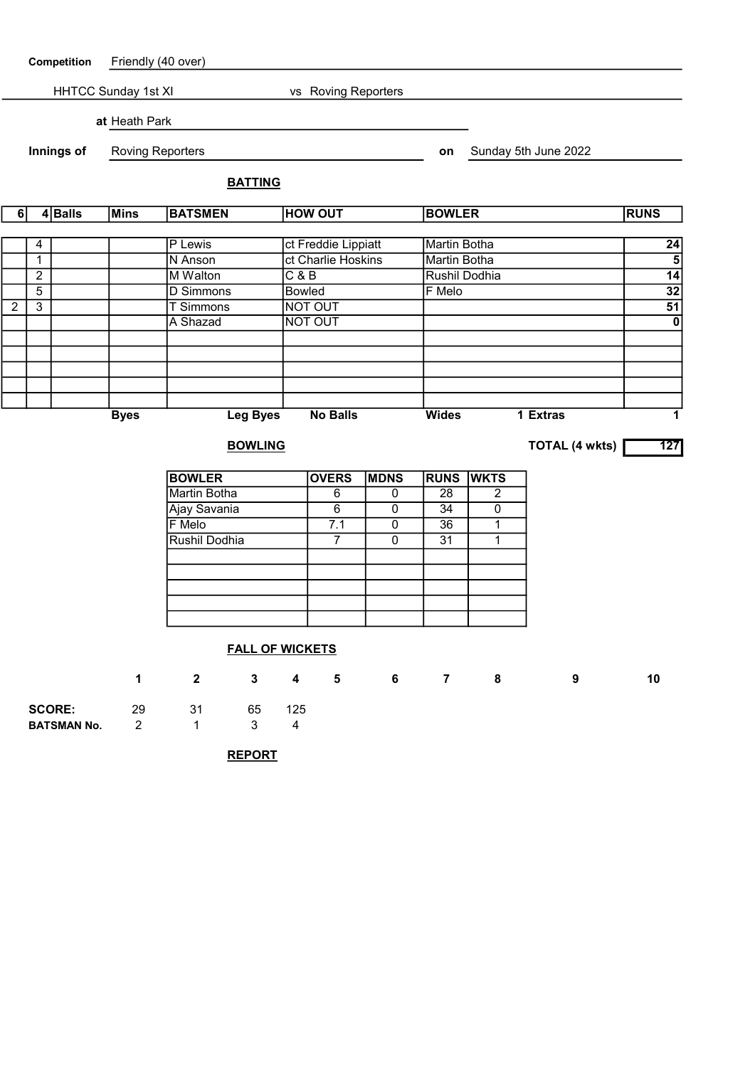**Competition** Friendly (40 over)

HHTCC Sunday 1st XI vs Roving Reporters

**at** Heath Park

**Innings of** Roving Reporters **on** Sunday 5th June 2022

## BATTING

| 6 | 4 | Balls | Mins | BATSMEN | HOW OUT | BOWLER | RUNS |
|---|---|---|---|---|---|---|---|
| | 4 | | | P Lewis | ct Freddie Lippiatt | Martin Botha | 24 |
| | 1 | | | N Anson | ct Charlie Hoskins | Martin Botha | 5 |
| | 2 | | | M Walton | C & B | Rushil Dodhia | 14 |
| | 5 | | | D Simmons | Bowled | F Melo | 32 |
| 2 | 3 | | | T Simmons | NOT OUT | | 51 |
| | | | | A Shazad | NOT OUT | | 0 |
| | | | | | | | |
| | | | | | | | |
| | | | | | | | |
| | | | | | | | |
| | | | | | | | |

**Byes** **Leg Byes** **No Balls** **Wides** 1 **Extras** 1

**TOTAL (4 wkts)** 127

## BOWLING

| BOWLER | OVERS | MDNS | RUNS | WKTS |
|---|---|---|---|---|
| Martin Botha | 6 | 0 | 28 | 2 |
| Ajay Savania | 6 | 0 | 34 | 0 |
| F Melo | 7.1 | 0 | 36 | 1 |
| Rushil Dodhia | 7 | 0 | 31 | 1 |
| | | | | |
| | | | | |
| | | | | |
| | | | | |
| | | | | |

## FALL OF WICKETS

| | 1 | 2 | 3 | 4 | 5 | 6 | 7 | 8 | 9 | 10 |
|---|---|---|---|---|---|---|---|---|---|---|
| **SCORE:** | 29 | 31 | 65 | 125 | | | | | | |
| **BATSMAN No.** | 2 | 1 | 3 | 4 | | | | | | |

## REPORT